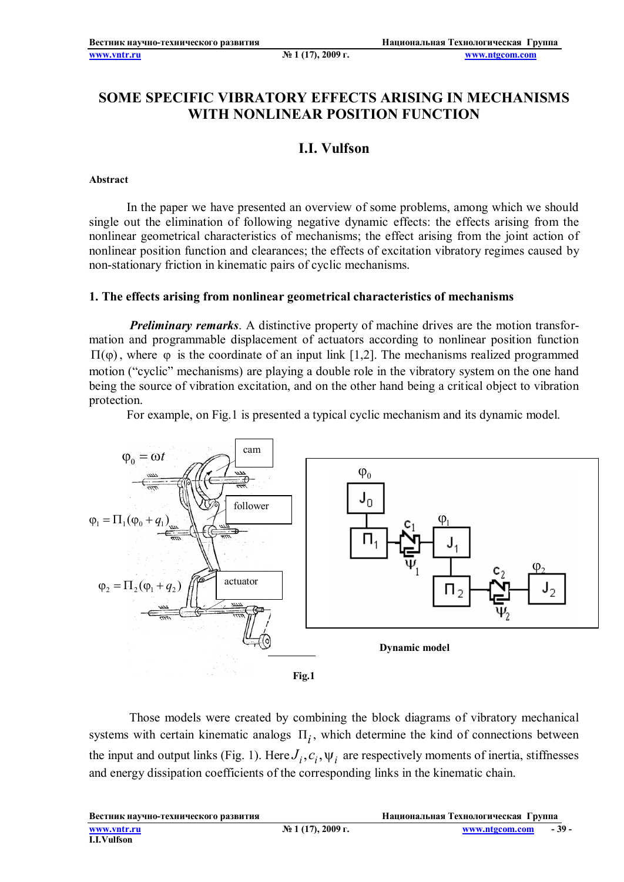# SOME SPECIFIC VIBRATORY EFFECTS ARISING IN MECHANISMS WITH NONLINEAR POSITION FUNCTION

## I.I. Vulfson

**Abstract**

In the paper we have presented an overview of some problems, among which we should single out the elimination of following negative dynamic effects: the effects arising from the nonlinear geometrical characteristics of mechanisms; the effect arising from the joint action of nonlinear position function and clearances; the effects of excitation vibratory regimes caused by non-stationary friction in kinematic pairs of cyclic mechanisms.

### 1. The effects arising from nonlinear geometrical characteristics of mechanisms

***Preliminary remarks***. A distinctive property of machine drives are the motion transformation and programmable displacement of actuators according to nonlinear position function $\Pi(\varphi)$, where $\varphi$ is the coordinate of an input link [1,2]. The mechanisms realized programmed motion ("cyclic" mechanisms) are playing a double role in the vibratory system on the one hand being the source of vibration excitation, and on the other hand being a critical object to vibration protection.

For example, on Fig.1 is presented a typical cyclic mechanism and its dynamic model.

$\varphi_0 = \omega t$ — cam

$\varphi_1 = \Pi_1(\varphi_0 + q_1)$ — follower

$\varphi_2 = \Pi_2(\varphi_1 + q_2)$ — actuator

Dynamic model

Fig.1

Those models were created by combining the block diagrams of vibratory mechanical systems with certain kinematic analogs $\Pi_i$, which determine the kind of connections between the input and output links (Fig. 1). Here $J_i, c_i, \psi_i$ are respectively moments of inertia, stiffnesses and energy dissipation coefficients of the corresponding links in the kinematic chain.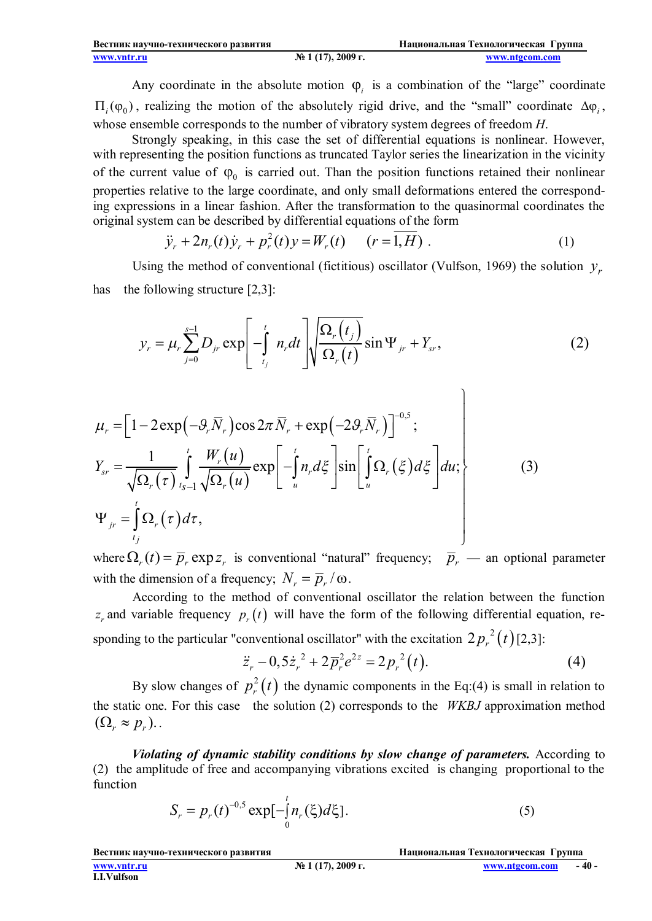Any coordinate in the absolute motion $\varphi_i$ is a combination of the "large" coordinate $\Pi_i(\varphi_0)$, realizing the motion of the absolutely rigid drive, and the "small" coordinate $\Delta\varphi_i$, whose ensemble corresponds to the number of vibratory system degrees of freedom *H*.

Strongly speaking, in this case the set of differential equations is nonlinear. However, with representing the position functions as truncated Taylor series the linearization in the vicinity of the current value of $\varphi_0$ is carried out. Than the position functions retained their nonlinear properties relative to the large coordinate, and only small deformations entered the corresponding expressions in a linear fashion. After the transformation to the quasinormal coordinates the original system can be described by differential equations of the form

$$\ddot{y}_r + 2n_r(t)\dot{y}_r + p_r^2(t)y = W_r(t) \qquad (r = \overline{1,H}) \ . \tag{1}$$

Using the method of conventional (fictitious) oscillator (Vulfson, 1969) the solution $y_r$ has the following structure [2,3]:

$$y_r = \mu_r \sum_{j=0}^{s-1} D_{jr} \exp\left[-\int_{t_j}^{t} n_r dt\right] \sqrt{\frac{\Omega_r(t_j)}{\Omega_r(t)}} \sin\Psi_{jr} + Y_{sr}, \tag{2}$$

$$\left.\begin{aligned}
&\mu_r = \left[1 - 2\exp\left(-\vartheta_r \overline{N}_r\right)\cos 2\pi \overline{N}_r + \exp\left(-2\vartheta_r \overline{N}_r\right)\right]^{-0,5};\\
&Y_{sr} = \frac{1}{\sqrt{\Omega_r(\tau)}} \int_{t_{s-1}}^{t} \frac{W_r(u)}{\sqrt{\Omega_r(u)}} \exp\left[-\int_u^t n_r d\xi\right] \sin\left[\int_u^t \Omega_r(\xi)d\xi\right] du;\\
&\Psi_{jr} = \int_{t_j}^{t} \Omega_r(\tau)d\tau,
\end{aligned}\right\} \tag{3}$$

where $\Omega_r(t) = \overline{p}_r \exp z_r$ is conventional "natural" frequency; $\overline{p}_r$ — an optional parameter with the dimension of a frequency; $N_r = \overline{p}_r / \omega$.

According to the method of conventional oscillator the relation between the function $z_r$ and variable frequency $p_r(t)$ will have the form of the following differential equation, responding to the particular "conventional oscillator" with the excitation $2p_r^{\,2}(t)$ [2,3]:

$$\ddot{z}_r - 0,5\dot{z}_r^{\,2} + 2\overline{p}_r^2 e^{2z} = 2p_r^{\,2}(t). \tag{4}$$

By slow changes of $p_r^2(t)$ the dynamic components in the Eq:(4) is small in relation to the static one. For this case the solution (2) corresponds to the *WKBJ* approximation method $(\Omega_r \approx p_r)$..

***Violating of dynamic stability conditions by slow change of parameters.*** According to (2) the amplitude of free and accompanying vibrations excited is changing proportional to the function

$$S_r = p_r(t)^{-0,5} \exp[-\int_0^t n_r(\xi)d\xi]. \tag{5}$$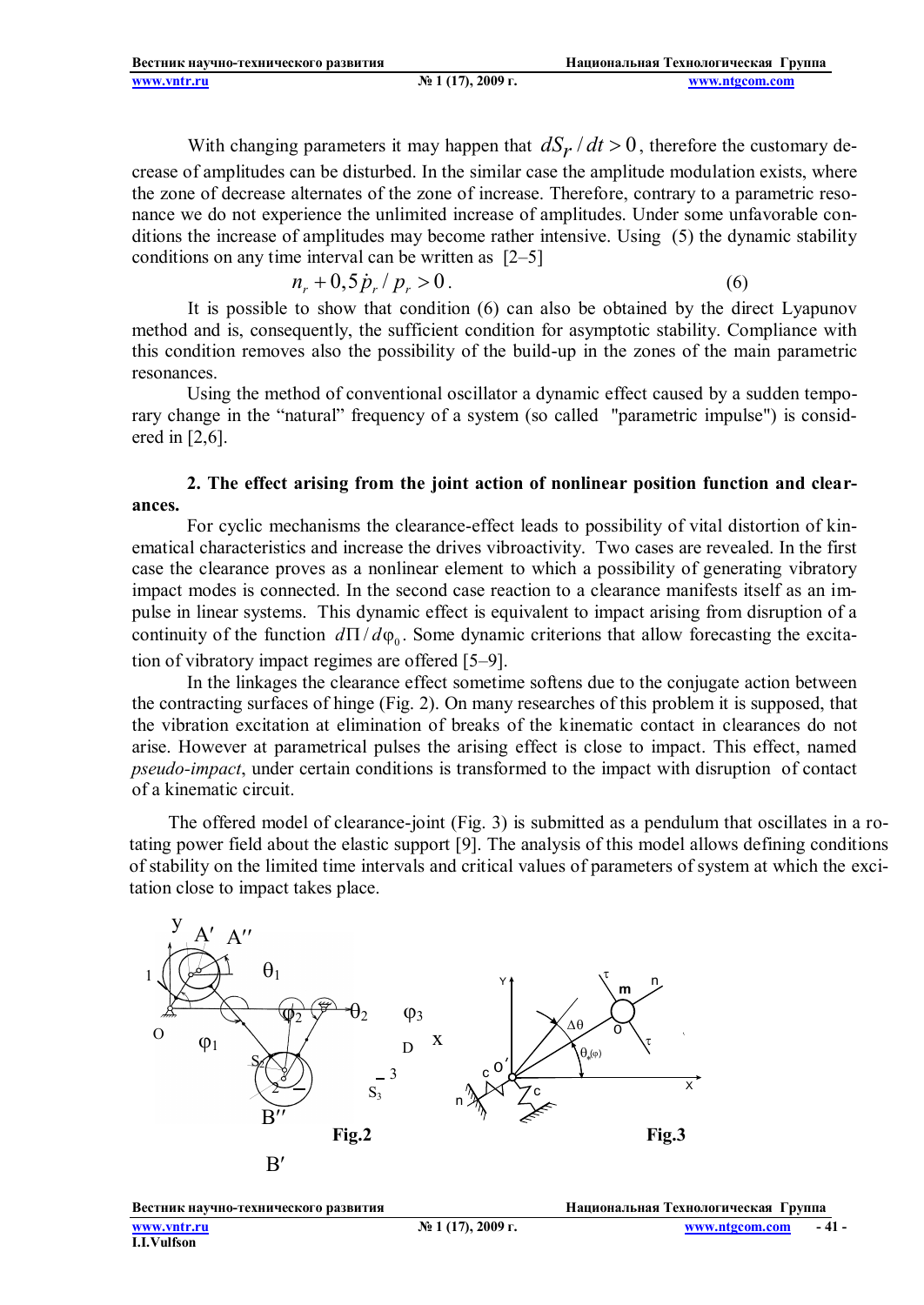With changing parameters it may happen that $dS_r / dt > 0$, therefore the customary decrease of amplitudes can be disturbed. In the similar case the amplitude modulation exists, where the zone of decrease alternates of the zone of increase. Therefore, contrary to a parametric resonance we do not experience the unlimited increase of amplitudes. Under some unfavorable conditions the increase of amplitudes may become rather intensive. Using (5) the dynamic stability conditions on any time interval can be written as [2–5]

$$n_r + 0{,}5\dot{p}_r / p_r > 0. \qquad (6)$$

It is possible to show that condition (6) can also be obtained by the direct Lyapunov method and is, consequently, the sufficient condition for asymptotic stability. Compliance with this condition removes also the possibility of the build-up in the zones of the main parametric resonances.

Using the method of conventional oscillator a dynamic effect caused by a sudden temporary change in the "natural" frequency of a system (so called "parametric impulse") is considered in [2,6].

## 2. The effect arising from the joint action of nonlinear position function and clearances.

For cyclic mechanisms the clearance-effect leads to possibility of vital distortion of kinematical characteristics and increase the drives vibroactivity. Two cases are revealed. In the first case the clearance proves as a nonlinear element to which a possibility of generating vibratory impact modes is connected. In the second case reaction to a clearance manifests itself as an impulse in linear systems. This dynamic effect is equivalent to impact arising from disruption of a continuity of the function $d\Pi / d\varphi_0$. Some dynamic criterions that allow forecasting the excitation of vibratory impact regimes are offered [5–9].

In the linkages the clearance effect sometime softens due to the conjugate action between the contracting surfaces of hinge (Fig. 2). On many researches of this problem it is supposed, that the vibration excitation at elimination of breaks of the kinematic contact in clearances do not arise. However at parametrical pulses the arising effect is close to impact. This effect, named *pseudo-impact*, under certain conditions is transformed to the impact with disruption of contact of a kinematic circuit.

The offered model of clearance-joint (Fig. 3) is submitted as a pendulum that oscillates in a rotating power field about the elastic support [9]. The analysis of this model allows defining conditions of stability on the limited time intervals and critical values of parameters of system at which the excitation close to impact takes place.

**Fig.2**

**Fig.3**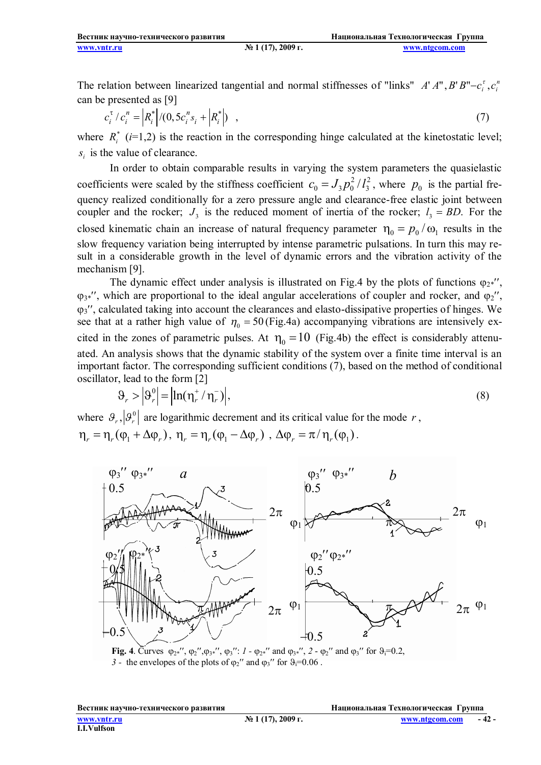The relation between linearized tangential and normal stiffnesses of "links" $A'A'', B'B''-c_i^\tau, c_i^n$ can be presented as [9]

$$c_i^\tau / c_i^n = \left|R_i^*\right| / (0{,}5 c_i^n s_i + \left|R_i^*\right|) \quad , \tag{7}$$

where $R_i^*$ ($i$=1,2) is the reaction in the corresponding hinge calculated at the kinetostatic level; $s_i$ is the value of clearance.

In order to obtain comparable results in varying the system parameters the quasielastic coefficients were scaled by the stiffness coefficient $c_0 = J_3 p_0^2 / l_3^2$, where $p_0$ is the partial frequency realized conditionally for a zero pressure angle and clearance-free elastic joint between coupler and the rocker; $J_3$ is the reduced moment of inertia of the rocker; $l_3 = BD$. For the closed kinematic chain an increase of natural frequency parameter $\eta_0 = p_0 / \omega_1$ results in the slow frequency variation being interrupted by intense parametric pulsations. In turn this may result in a considerable growth in the level of dynamic errors and the vibration activity of the mechanism [9].

The dynamic effect under analysis is illustrated on Fig.4 by the plots of functions $\varphi_{2*}''$, $\varphi_{3*}''$, which are proportional to the ideal angular accelerations of coupler and rocker, and $\varphi_2''$, $\varphi_3''$, calculated taking into account the clearances and elasto-dissipative properties of hinges. We see that at a rather high value of $\eta_0 = 50$ (Fig.4a) accompanying vibrations are intensively excited in the zones of parametric pulses. At $\eta_0 = 10$ (Fig.4b) the effect is considerably attenuated. An analysis shows that the dynamic stability of the system over a finite time interval is an important factor. The corresponding sufficient conditions (7), based on the method of conditional oscillator, lead to the form [2]

$$\vartheta_r > \left|\vartheta_r^0\right| = \left|\ln(\eta_r^+ / \eta_r^-)\right|, \tag{8}$$

where $\vartheta_r, \left|\vartheta_r^0\right|$ are logarithmic decrement and its critical value for the mode $r$,
$\eta_r = \eta_r(\varphi_1 + \Delta\varphi_r)$, $\eta_r = \eta_r(\varphi_1 - \Delta\varphi_r)$ , $\Delta\varphi_r = \pi / \eta_r(\varphi_1)$.

**Fig. 4**. Curves $\varphi_{2*}''$, $\varphi_2''$, $\varphi_{3*}''$, $\varphi_3''$: *1* - $\varphi_{2*}''$ and $\varphi_{3*}''$, *2* - $\varphi_2''$ and $\varphi_3''$ for $\vartheta_i$=0.2, *3* - the envelopes of the plots of $\varphi_2''$ and $\varphi_3''$ for $\vartheta_i$=0.06 .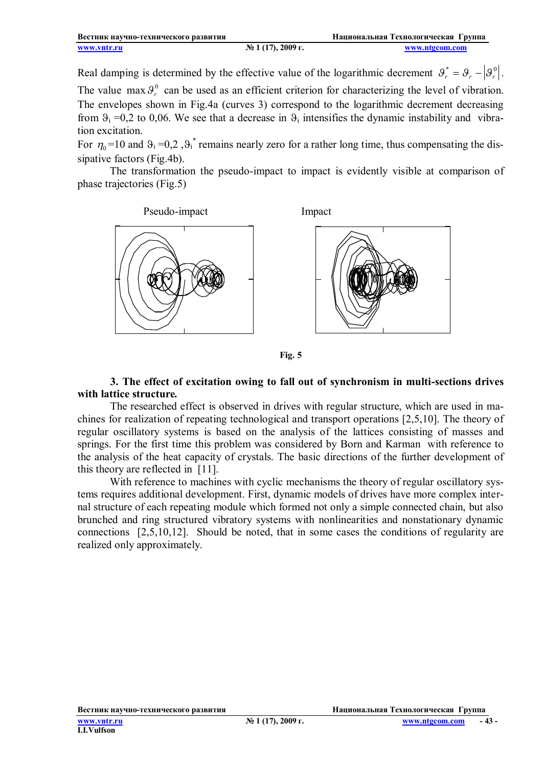Real damping is determined by the effective value of the logarithmic decrement $\vartheta_r^* = \vartheta_r - \left|\vartheta_r^0\right|$.
The value $\max \vartheta_r^0$ can be used as an efficient criterion for characterizing the level of vibration. The envelopes shown in Fig.4a (curves 3) correspond to the logarithmic decrement decreasing from $\vartheta_i$ =0,2 to 0,06. We see that a decrease in $\vartheta_i$ intensifies the dynamic instability and vibration excitation.
For $\eta_0$=10 and $\vartheta_i$ =0,2 ,$\vartheta_i^*$ remains nearly zero for a rather long time, thus compensating the dissipative factors (Fig.4b).

The transformation the pseudo-impact to impact is evidently visible at comparison of phase trajectories (Fig.5)

Pseudo-impact Impact

**Fig. 5**

### 3. The effect of excitation owing to fall out of synchronism in multi-sections drives with lattice structure.

The researched effect is observed in drives with regular structure, which are used in machines for realization of repeating technological and transport operations [2,5,10]. The theory of regular oscillatory systems is based on the analysis of the lattices consisting of masses and springs. For the first time this problem was considered by Born and Karman with reference to the analysis of the heat capacity of crystals. The basic directions of the further development of this theory are reflected in [11].

With reference to machines with cyclic mechanisms the theory of regular oscillatory systems requires additional development. First, dynamic models of drives have more complex internal structure of each repeating module which formed not only a simple connected chain, but also brunched and ring structured vibratory systems with nonlinearities and nonstationary dynamic connections [2,5,10,12]. Should be noted, that in some cases the conditions of regularity are realized only approximately.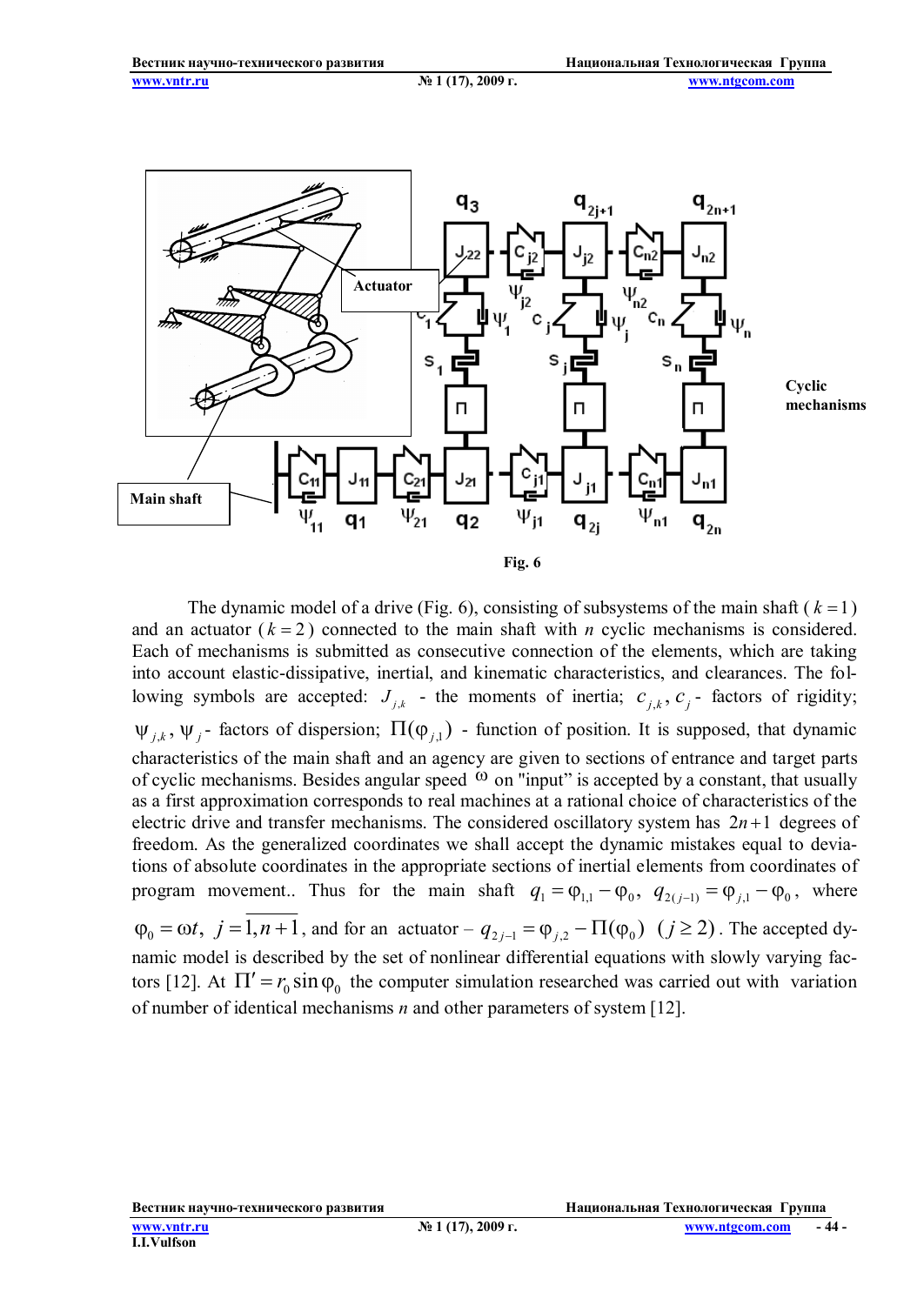Fig. 6

The dynamic model of a drive (Fig. 6), consisting of subsystems of the main shaft ( $k=1$ ) and an actuator ( $k=2$ ) connected to the main shaft with $n$ cyclic mechanisms is considered. Each of mechanisms is submitted as consecutive connection of the elements, which are taking into account elastic-dissipative, inertial, and kinematic characteristics, and clearances. The following symbols are accepted: $J_{j,k}$ - the moments of inertia; $c_{j,k}, c_j$ - factors of rigidity; $\psi_{j,k}, \psi_j$ - factors of dispersion; $\Pi(\varphi_{j,1})$ - function of position. It is supposed, that dynamic characteristics of the main shaft and an agency are given to sections of entrance and target parts of cyclic mechanisms. Besides angular speed $\omega$ on "input" is accepted by a constant, that usually as a first approximation corresponds to real machines at a rational choice of characteristics of the electric drive and transfer mechanisms. The considered oscillatory system has $2n+1$ degrees of freedom. As the generalized coordinates we shall accept the dynamic mistakes equal to deviations of absolute coordinates in the appropriate sections of inertial elements from coordinates of program movement.. Thus for the main shaft $q_1 = \varphi_{1,1} - \varphi_0$, $q_{2(j-1)} = \varphi_{j,1} - \varphi_0$, where $\varphi_0 = \omega t$, $j = \overline{1, n+1}$, and for an actuator – $q_{2j-1} = \varphi_{j,2} - \Pi(\varphi_0)$ $(j \geq 2)$. The accepted dynamic model is described by the set of nonlinear differential equations with slowly varying factors [12]. At $\Pi' = r_0 \sin \varphi_0$ the computer simulation researched was carried out with variation of number of identical mechanisms $n$ and other parameters of system [12].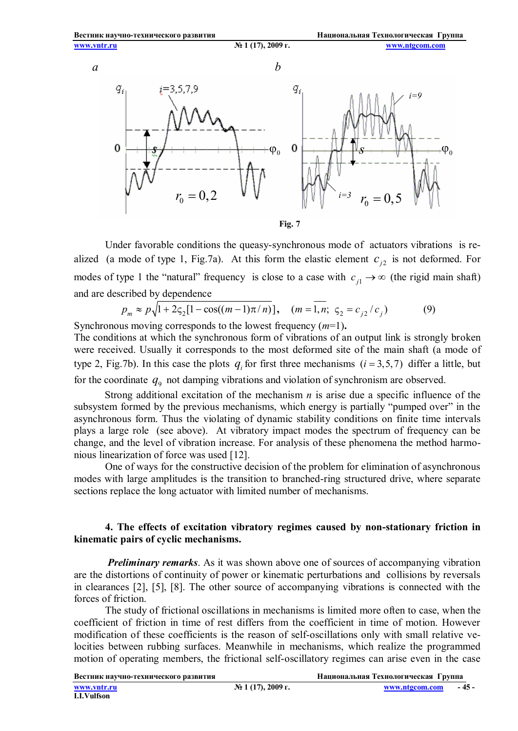Fig. 7

Under favorable conditions the queasy-synchronous mode of actuators vibrations is realized (a mode of type 1, Fig.7a). At this form the elastic element $c_{j2}$ is not deformed. For modes of type 1 the "natural" frequency is close to a case with $c_{j1} \to \infty$ (the rigid main shaft) and are described by dependence

$$p_m \approx p\sqrt{1 + 2\varsigma_2[1 - \cos((m-1)\pi / n)]}, \quad (m = \overline{1,n};\ \varsigma_2 = c_{j2} / c_j) \qquad (9)$$

Synchronous moving corresponds to the lowest frequency ($m$=1).

The conditions at which the synchronous form of vibrations of an output link is strongly broken were received. Usually it corresponds to the most deformed site of the main shaft (a mode of type 2, Fig.7b). In this case the plots $q_i$ for first three mechanisms $(i = 3,5,7)$ differ a little, but for the coordinate $q_9$ not damping vibrations and violation of synchronism are observed.

Strong additional excitation of the mechanism $n$ is arise due a specific influence of the subsystem formed by the previous mechanisms, which energy is partially "pumped over" in the asynchronous form. Thus the violating of dynamic stability conditions on finite time intervals plays a large role (see above). At vibratory impact modes the spectrum of frequency can be change, and the level of vibration increase. For analysis of these phenomena the method harmonious linearization of force was used [12].

One of ways for the constructive decision of the problem for elimination of asynchronous modes with large amplitudes is the transition to branched-ring structured drive, where separate sections replace the long actuator with limited number of mechanisms.

#### 4. The effects of excitation vibratory regimes caused by non-stationary friction in kinematic pairs of cyclic mechanisms.

***Preliminary remarks***. As it was shown above one of sources of accompanying vibration are the distortions of continuity of power or kinematic perturbations and collisions by reversals in clearances [2], [5], [8]. The other source of accompanying vibrations is connected with the forces of friction.

The study of frictional oscillations in mechanisms is limited more often to case, when the coefficient of friction in time of rest differs from the coefficient in time of motion. However modification of these coefficients is the reason of self-oscillations only with small relative velocities between rubbing surfaces. Meanwhile in mechanisms, which realize the programmed motion of operating members, the frictional self-oscillatory regimes can arise even in the case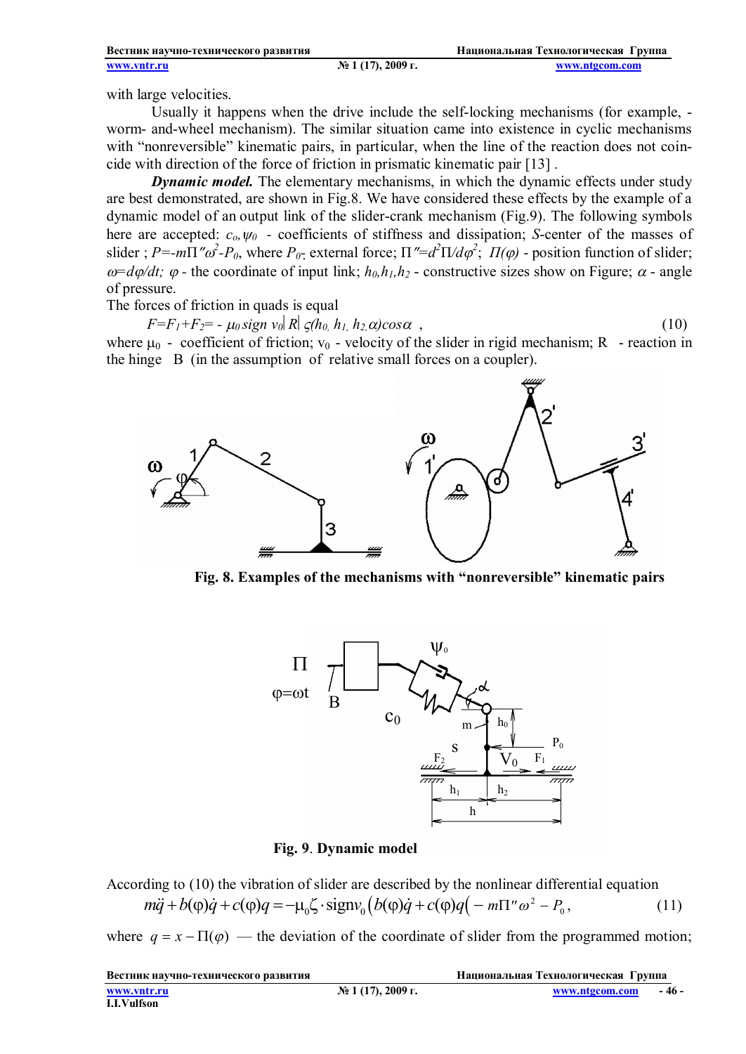with large velocities.

Usually it happens when the drive include the self-locking mechanisms (for example, - worm- and-wheel mechanism). The similar situation came into existence in cyclic mechanisms with "nonreversible" kinematic pairs, in particular, when the line of the reaction does not coincide with direction of the force of friction in prismatic kinematic pair [13] .

***Dynamic model.*** The elementary mechanisms, in which the dynamic effects under study are best demonstrated, are shown in Fig.8. We have considered these effects by the example of a dynamic model of an output link of the slider-crank mechanism (Fig.9). The following symbols here are accepted: $c_o, \psi_0$ - coefficients of stiffness and dissipation; *S*-center of the masses of slider ; $P=-m\Pi''\omega^2-P_0$, where $P_0$- external force; $\Pi''=d^2\Pi/d\varphi^2$; $\Pi(\varphi)$ - position function of slider; $\omega=d\varphi/dt$; $\varphi$ - the coordinate of input link; $h_0,h_1,h_2$ - constructive sizes show on Figure; $\alpha$ - angle of pressure.

The forces of friction in quads is equal

$$F=F_1+F_2= - \mu_0 \, sign \, v_0 |R| \, \varsigma(h_0, h_1, h_2, \alpha) \cos\alpha \ , \tag{10}$$

where $\mu_0$ - coefficient of friction; $v_0$ - velocity of the slider in rigid mechanism; R - reaction in the hinge B (in the assumption of relative small forces on a coupler).

**Fig. 8. Examples of the mechanisms with "nonreversible" kinematic pairs**

**Fig. 9**. **Dynamic model**

According to (10) the vibration of slider are described by the nonlinear differential equation

$$m\ddot{q} + b(\varphi)\dot{q} + c(\varphi)q = -\mu_0\zeta \cdot \text{sign}v_0\left(b(\varphi)\dot{q} + c(\varphi)q\left(-m\Pi''\omega^2 - P_0\right.\right., \tag{11}$$

where $q = x - \Pi(\varphi)$ — the deviation of the coordinate of slider from the programmed motion;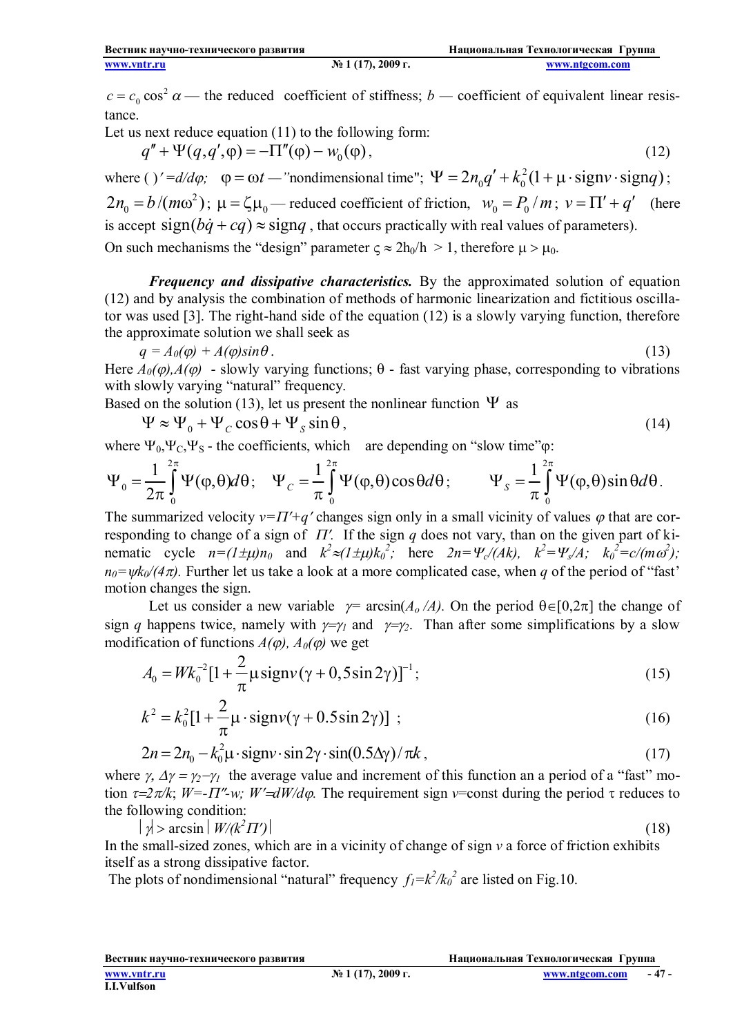$c = c_0 \cos^2 \alpha$ — the reduced coefficient of stiffness; $b$ — coefficient of equivalent linear resistance.

Let us next reduce equation (11) to the following form:

$$q'' + \Psi(q, q', \varphi) = -\Pi''(\varphi) - w_0(\varphi), \qquad (12)$$

where $(\ )' = d/d\varphi$; $\varphi = \omega t$ —"nondimensional time"; $\Psi = 2n_0 q' + k_0^2 (1 + \mu \cdot \text{sign}v \cdot \text{sign}q)$; $2n_0 = b/(m\omega^2)$; $\mu = \zeta\mu_0$ — reduced coefficient of friction, $w_0 = P_0/m$; $v = \Pi' + q'$ (here is accept $\text{sign}(b\dot{q} + cq) \approx \text{sign}q$, that occurs practically with real values of parameters).

On such mechanisms the "design" parameter $\varsigma \approx 2h_0/h > 1$, therefore $\mu > \mu_0$.

***Frequency and dissipative characteristics.*** By the approximated solution of equation (12) and by analysis the combination of methods of harmonic linearization and fictitious oscillator was used [3]. The right-hand side of the equation (12) is a slowly varying function, therefore the approximate solution we shall seek as

$$q = A_0(\varphi) + A(\varphi)\sin\theta. \qquad (13)$$

Here $A_0(\varphi), A(\varphi)$ - slowly varying functions; $\theta$ - fast varying phase, corresponding to vibrations with slowly varying "natural" frequency.

Based on the solution (13), let us present the nonlinear function $\Psi$ as

$$\Psi \approx \Psi_0 + \Psi_C \cos\theta + \Psi_S \sin\theta, \qquad (14)$$

where $\Psi_0, \Psi_C, \Psi_S$ - the coefficients, which are depending on "slow time"$\varphi$:

$$\Psi_0 = \frac{1}{2\pi}\int_0^{2\pi} \Psi(\varphi, \theta) d\theta; \quad \Psi_C = \frac{1}{\pi}\int_0^{2\pi} \Psi(\varphi, \theta)\cos\theta d\theta; \quad \Psi_S = \frac{1}{\pi}\int_0^{2\pi} \Psi(\varphi, \theta)\sin\theta d\theta.$$

The summarized velocity $v = \Pi' + q'$ changes sign only in a small vicinity of values $\varphi$ that are corresponding to change of a sign of $\Pi'$. If the sign $q$ does not vary, than on the given part of kinematic cycle $n = (1 \pm \mu)n_0$ and $k^2 \approx (1 \pm \mu)k_0^2$; here $2n = \Psi_c/(Ak)$, $k^2 = \Psi_s/A$; $k_0^2 = c/(m\omega^2)$; $n_0 = \psi k_0/(4\pi)$. Further let us take a look at a more complicated case, when $q$ of the period of "fast' motion changes the sign.

Let us consider a new variable $\gamma = \arcsin(A_o/A)$. On the period $\theta \in [0, 2\pi]$ the change of sign $q$ happens twice, namely with $\gamma = \gamma_1$ and $\gamma = \gamma_2$. Than after some simplifications by a slow modification of functions $A(\varphi)$, $A_0(\varphi)$ we get

$$A_0 = Wk_0^{-2}[1 + \frac{2}{\pi}\mu \,\text{sign}v(\gamma + 0{,}5\sin 2\gamma)]^{-1}; \qquad (15)$$

$$k^2 = k_0^2[1 + \frac{2}{\pi}\mu \cdot \text{sign}v(\gamma + 0.5\sin 2\gamma)]; \qquad (16)$$

$$2n = 2n_0 - k_0^2 \mu \cdot \text{sign}v \cdot \sin 2\gamma \cdot \sin(0.5\Delta\gamma)/\pi k, \qquad (17)$$

where $\gamma$, $\Delta\gamma = \gamma_2 - \gamma_1$ the average value and increment of this function an a period of a "fast" motion $\tau = 2\pi/k$; $W = -\Pi'' - w$; $W' = dW/d\varphi$. The requirement sign $v$=const during the period $\tau$ reduces to the following condition:

$$|\gamma| > \arcsin|W/(k^2\Pi')| \qquad (18)$$

In the small-sized zones, which are in a vicinity of change of sign $v$ a force of friction exhibits itself as a strong dissipative factor.

The plots of nondimensional "natural" frequency $f_1 = k^2/k_0^2$ are listed on Fig.10.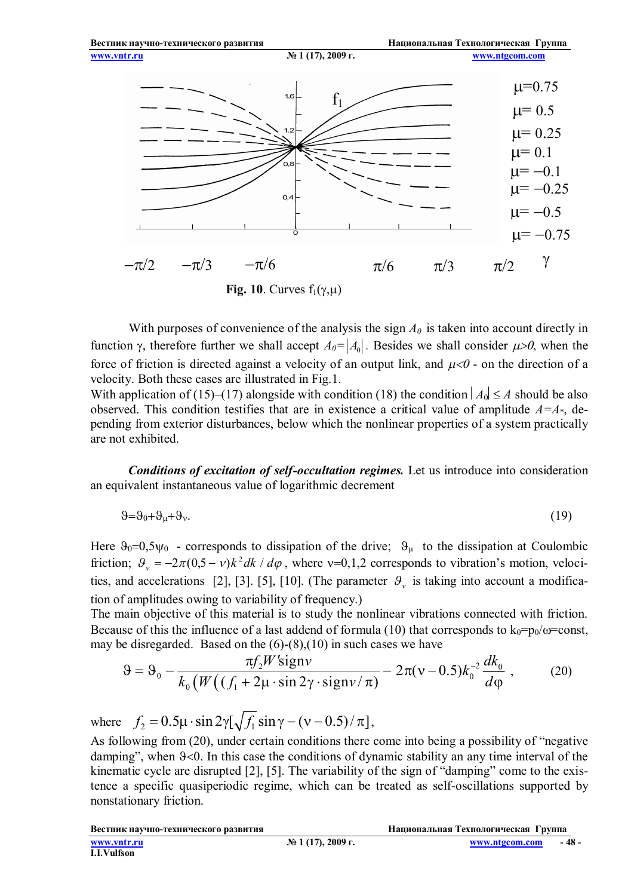**Fig. 10**. Curves $f_1(\gamma,\mu)$

With purposes of convenience of the analysis the sign $A_0$ is taken into account directly in function $\gamma$, therefore further we shall accept $A_0=|A_0|$. Besides we shall consider $\mu>0$, when the force of friction is directed against a velocity of an output link, and $\mu<0$ - on the direction of a velocity. Both these cases are illustrated in Fig.1.

With application of (15)–(17) alongside with condition (18) the condition $|A_0| \le A$ should be also observed. This condition testifies that are in existence a critical value of amplitude $A=A_*$, depending from exterior disturbances, below which the nonlinear properties of a system practically are not exhibited.

***Conditions of excitation of self-occultation regimes.*** Let us introduce into consideration an equivalent instantaneous value of logarithmic decrement

$$\vartheta=\vartheta_0+\vartheta_\mu+\vartheta_\nu. \tag{19}$$

Here $\vartheta_0=0{,}5\psi_0$ - corresponds to dissipation of the drive; $\vartheta_\mu$ to the dissipation at Coulombic friction; $\vartheta_\nu=-2\pi(0{,}5-\nu)k^2 dk/d\varphi$, where $\nu$=0,1,2 corresponds to vibration's motion, velocities, and accelerations [2], [3]. [5], [10]. (The parameter $\vartheta_\nu$ is taking into account a modification of amplitudes owing to variability of frequency.)

The main objective of this material is to study the nonlinear vibrations connected with friction. Because of this the influence of a last addend of formula (10) that corresponds to $k_0=p_0/\omega$=const, may be disregarded. Based on the (6)-(8),(10) in such cases we have

$$\vartheta=\vartheta_0-\frac{\pi f_2 W' \operatorname{sign}\nu}{k_0\left(W\left((f_1+2\mu\cdot\sin 2\gamma\cdot\operatorname{sign}\nu/\pi\right)\right)}-2\pi(\nu-0.5)k_0^{-2}\frac{dk_0}{d\varphi}\,, \tag{20}$$

where $f_2=0.5\mu\cdot\sin 2\gamma[\sqrt{f_1}\sin\gamma-(\nu-0.5)/\pi]$,

As following from (20), under certain conditions there come into being a possibility of "negative damping", when $\vartheta<0$. In this case the conditions of dynamic stability in any time interval of the kinematic cycle are disrupted [2], [5]. The variability of the sign of "damping" come to the existence a specific quasiperiodic regime, which can be treated as self-oscillations supported by nonstationary friction.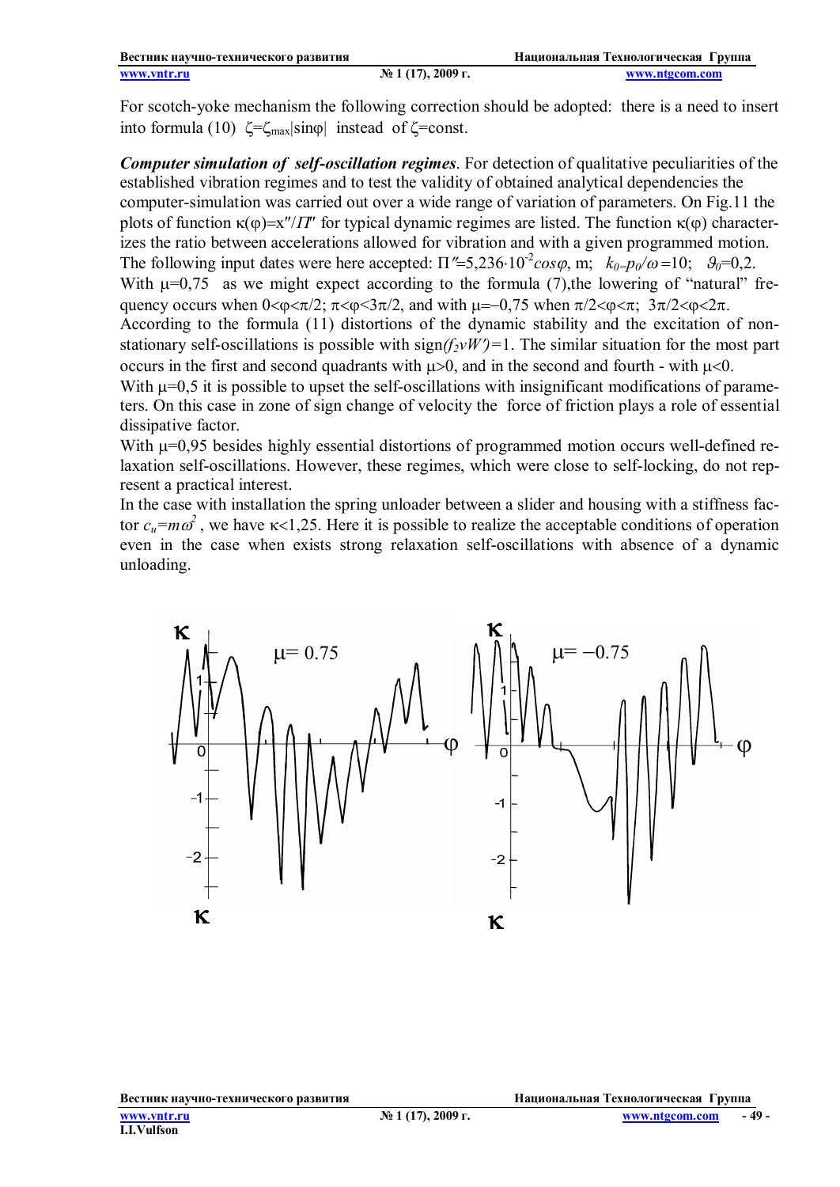For scotch-yoke mechanism the following correction should be adopted: there is a need to insert into formula (10) $\zeta=\zeta_{max}|\sin\varphi|$ instead of $\zeta=\mathrm{const}$.

***Computer simulation of self-oscillation regimes***. For detection of qualitative peculiarities of the established vibration regimes and to test the validity of obtained analytical dependencies the computer-simulation was carried out over a wide range of variation of parameters. On Fig.11 the plots of function $\kappa(\varphi)=x''/\Pi''$ for typical dynamic regimes are listed. The function $\kappa(\varphi)$ characterizes the ratio between accelerations allowed for vibration and with a given programmed motion. The following input dates were here accepted: $\Pi''=5{,}236\cdot10^{-2}\cos\varphi$, m; $k_0=p_0/\omega=10$; $\vartheta_0=0{,}2$.

With $\mu=0{,}75$ as we might expect according to the formula (7),the lowering of "natural" frequency occurs when $0<\varphi<\pi/2$; $\pi<\varphi<3\pi/2$, and with $\mu=-0{,}75$ when $\pi/2<\varphi<\pi$; $3\pi/2<\varphi<2\pi$.

According to the formula (11) distortions of the dynamic stability and the excitation of non-stationary self-oscillations is possible with $\mathrm{sign}(f_2 vW')=1$. The similar situation for the most part occurs in the first and second quadrants with $\mu>0$, and in the second and fourth - with $\mu<0$.

With $\mu=0{,}5$ it is possible to upset the self-oscillations with insignificant modifications of parameters. On this case in zone of sign change of velocity the force of friction plays a role of essential dissipative factor.

With $\mu=0{,}95$ besides highly essential distortions of programmed motion occurs well-defined relaxation self-oscillations. However, these regimes, which were close to self-locking, do not represent a practical interest.

In the case with installation the spring unloader between a slider and housing with a stiffness factor $c_u=m\omega^2$, we have $\kappa<1{,}25$. Here it is possible to realize the acceptable conditions of operation even in the case when exists strong relaxation self-oscillations with absence of a dynamic unloading.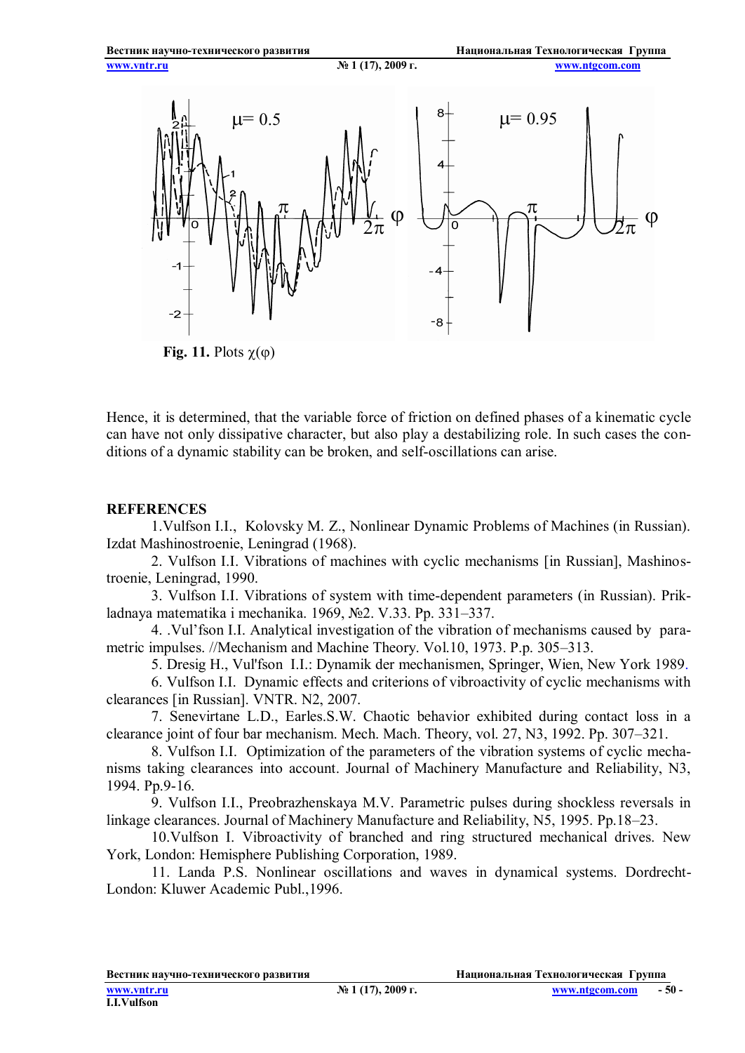**Fig. 11.** Plots $\chi(\varphi)$

Hence, it is determined, that the variable force of friction on defined phases of a kinematic cycle can have not only dissipative character, but also play a destabilizing role. In such cases the conditions of a dynamic stability can be broken, and self-oscillations can arise.

**REFERENCES**

1.Vulfson I.I., Kolovsky M. Z., Nonlinear Dynamic Problems of Machines (in Russian). Izdat Mashinostroenie, Leningrad (1968).

2. Vulfson I.I. Vibrations of machines with cyclic mechanisms [in Russian], Mashinostroenie, Leningrad, 1990.

3. Vulfson I.I. Vibrations of system with time-dependent parameters (in Russian). Prikladnaya matematika i mechanika. 1969, №2. V.33. Pp. 331–337.

4. .Vul'fson I.I. Analytical investigation of the vibration of mechanisms caused by parametric impulses. //Mechanism and Machine Theory. Vol.10, 1973. P.p. 305–313.

5. Dresig H., Vul'fson I.I.: Dynamik der mechanismen, Springer, Wien, New York 1989.

6. Vulfson I.I. Dynamic effects and criterions of vibroactivity of cyclic mechanisms with clearances [in Russian]. VNTR. N2, 2007.

7. Senevirtane L.D., Earles.S.W. Chaotic behavior exhibited during contact loss in a clearance joint of four bar mechanism. Mech. Mach. Theory, vol. 27, N3, 1992. Pp. 307–321.

8. Vulfson I.I. Optimization of the parameters of the vibration systems of cyclic mechanisms taking clearances into account. Journal of Machinery Manufacture and Reliability, N3, 1994. Pp.9-16.

9. Vulfson I.I., Preobrazhenskaya M.V. Parametric pulses during shockless reversals in linkage clearances. Journal of Machinery Manufacture and Reliability, N5, 1995. Pp.18–23.

10.Vulfson I. Vibroactivity of branched and ring structured mechanical drives. New York, London: Hemisphere Publishing Corporation, 1989.

11. Landa P.S. Nonlinear oscillations and waves in dynamical systems. Dordrecht-London: Kluwer Academic Publ.,1996.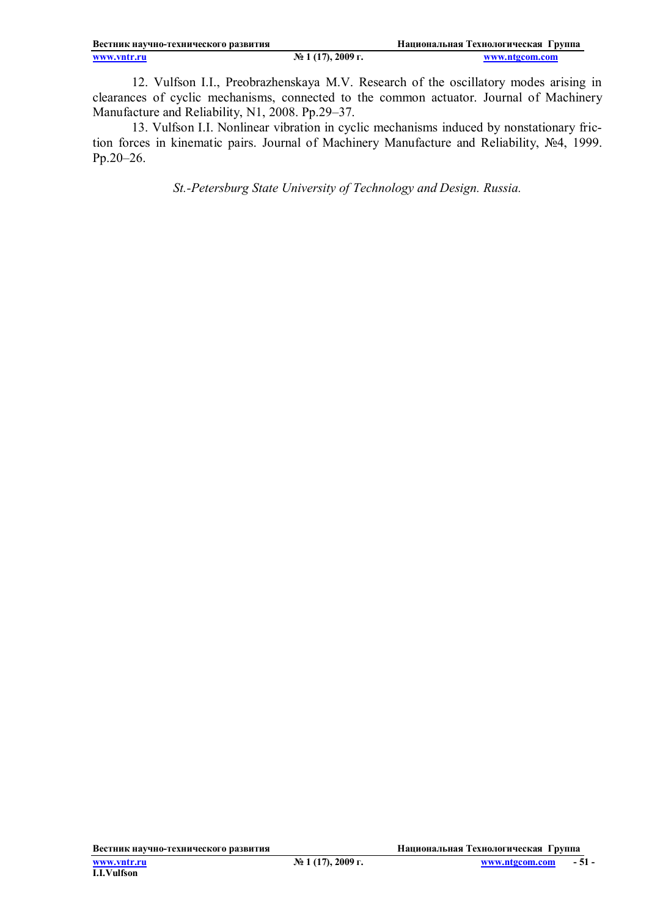12. Vulfson I.I., Preobrazhenskaya M.V. Research of the oscillatory modes arising in clearances of cyclic mechanisms, connected to the common actuator. Journal of Machinery Manufacture and Reliability, N1, 2008. Pp.29–37.

13. Vulfson I.I. Nonlinear vibration in cyclic mechanisms induced by nonstationary friction forces in kinematic pairs. Journal of Machinery Manufacture and Reliability, №4, 1999. Pp.20–26.

*St.-Petersburg State University of Technology and Design. Russia.*